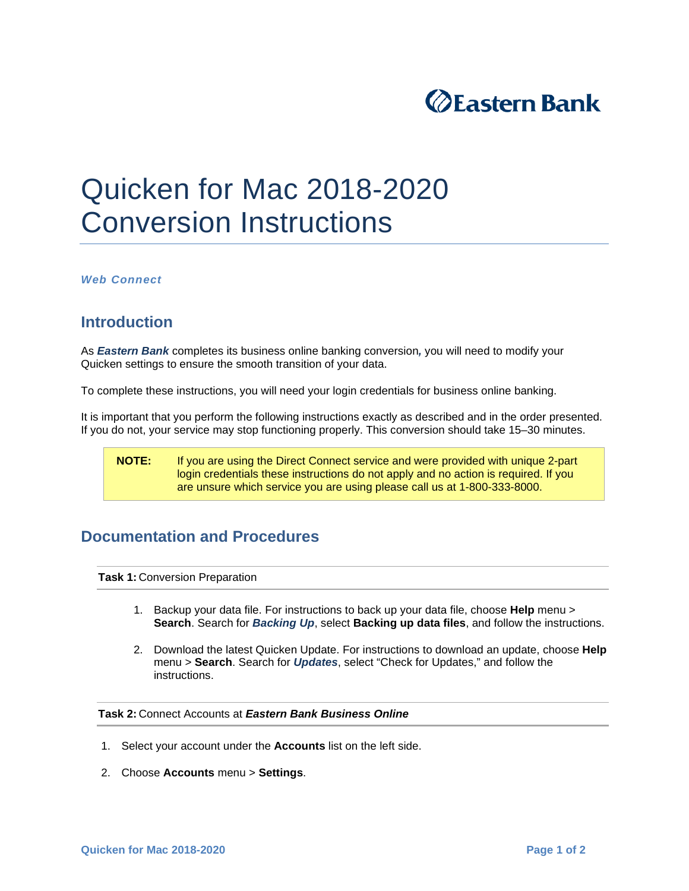Eastern Bank

# Quicken for Mac 2018-2020 Conversion Instructions

***Web Connect***

## Introduction

As ***Eastern Bank*** completes its business online banking conversion*,* you will need to modify your Quicken settings to ensure the smooth transition of your data.

To complete these instructions, you will need your login credentials for business online banking.

It is important that you perform the following instructions exactly as described and in the order presented. If you do not, your service may stop functioning properly. This conversion should take 15–30 minutes.

> **NOTE:** If you are using the Direct Connect service and were provided with unique 2-part login credentials these instructions do not apply and no action is required. If you are unsure which service you are using please call us at 1-800-333-8000.

## Documentation and Procedures

**Task 1:** Conversion Preparation

1. Backup your data file. For instructions to back up your data file, choose **Help** menu > **Search**. Search for ***Backing Up***, select **Backing up data files**, and follow the instructions.

2. Download the latest Quicken Update. For instructions to download an update, choose **Help** menu > **Search**. Search for ***Updates***, select "Check for Updates," and follow the instructions.

**Task 2:** Connect Accounts at ***Eastern Bank Business Online***

1. Select your account under the **Accounts** list on the left side.

2. Choose **Accounts** menu > **Settings**.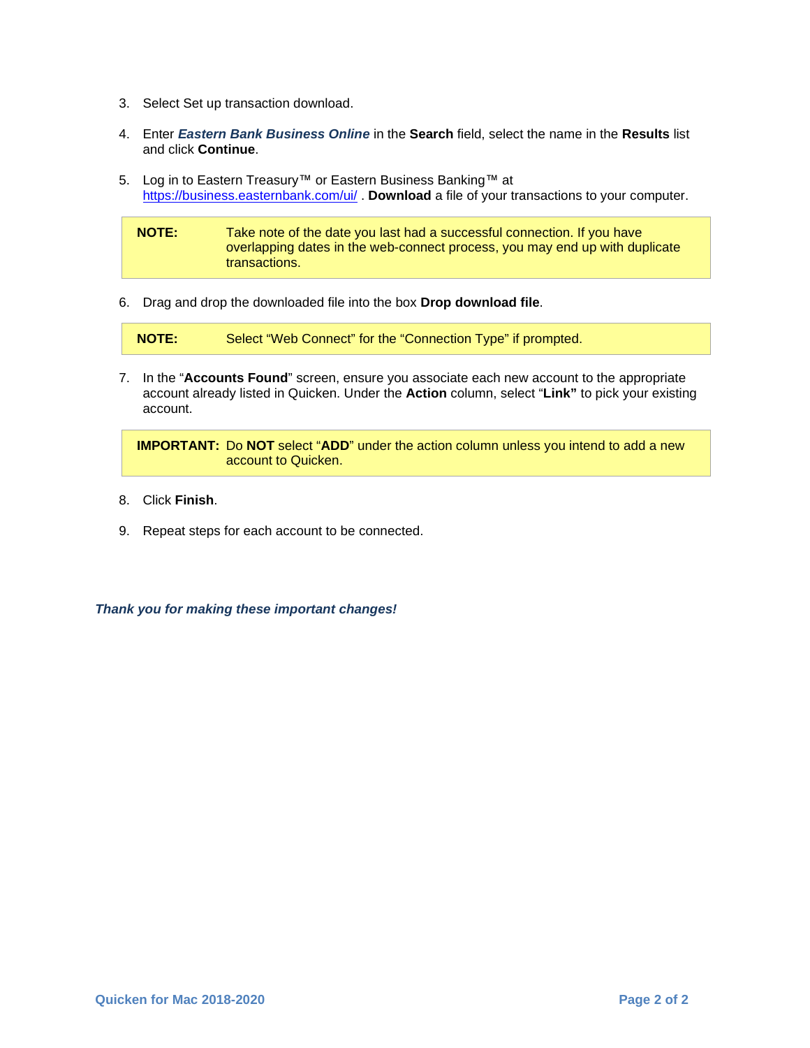3. Select Set up transaction download.

4. Enter ***Eastern Bank Business Online*** in the **Search** field, select the name in the **Results** list and click **Continue**.

5. Log in to Eastern Treasury™ or Eastern Business Banking™ at https://business.easternbank.com/ui/ . **Download** a file of your transactions to your computer.

> **NOTE:** Take note of the date you last had a successful connection. If you have overlapping dates in the web-connect process, you may end up with duplicate transactions.

6. Drag and drop the downloaded file into the box **Drop download file**.

> **NOTE:** Select "Web Connect" for the "Connection Type" if prompted.

7. In the "**Accounts Found**" screen, ensure you associate each new account to the appropriate account already listed in Quicken. Under the **Action** column, select "**Link"** to pick your existing account.

> **IMPORTANT:** Do **NOT** select "**ADD**" under the action column unless you intend to add a new account to Quicken.

8. Click **Finish**.

9. Repeat steps for each account to be connected.

***Thank you for making these important changes!***